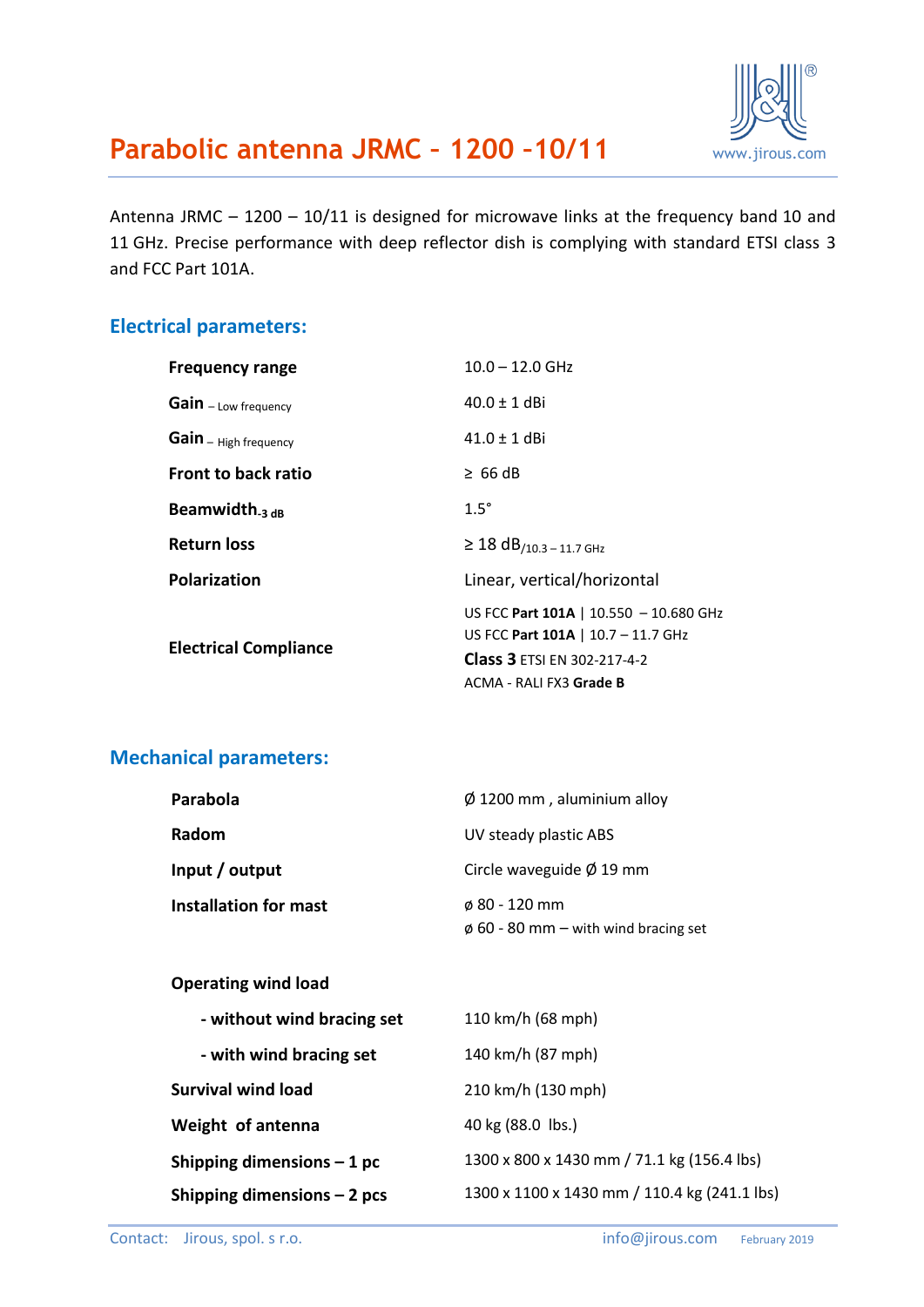# Parabolic antenna JRMC – 1200 –10/11

www.jirous.com

Antenna JRMC – 1200 – 10/11 is designed for microwave links at the frequency band 10 and 11 GHz. Precise performance with deep reflector dish is complying with standard ETSI class 3 and FCC Part 101A.

## Electrical parameters:

| | |
|---|---|
| **Frequency range** | 10.0 – 12.0 GHz |
| **Gain** – Low frequency | 40.0 ± 1 dBi |
| **Gain** – High frequency | 41.0 ± 1 dBi |
| **Front to back ratio** | ≥ 66 dB |
| **Beamwidth$_{-3\ dB}$** | 1.5° |
| **Return loss** | ≥ 18 dB$_{/10.3 – 11.7\ GHz}$ |
| **Polarization** | Linear, vertical/horizontal |
| **Electrical Compliance** | US FCC **Part 101A** \| 10.550 – 10.680 GHz<br>US FCC **Part 101A** \| 10.7 – 11.7 GHz<br>**Class 3** ETSI EN 302-217-4-2<br>ACMA - RALI FX3 **Grade B** |

## Mechanical parameters:

| | |
|---|---|
| **Parabola** | Ø 1200 mm , aluminium alloy |
| **Radom** | UV steady plastic ABS |
| **Input / output** | Circle waveguide Ø 19 mm |
| **Installation for mast** | ø 80 - 120 mm<br>ø 60 - 80 mm – with wind bracing set |
| **Operating wind load** | |
| **- without wind bracing set** | 110 km/h (68 mph) |
| **- with wind bracing set** | 140 km/h (87 mph) |
| **Survival wind load** | 210 km/h (130 mph) |
| **Weight of antenna** | 40 kg (88.0 lbs.) |
| **Shipping dimensions – 1 pc** | 1300 x 800 x 1430 mm / 71.1 kg (156.4 lbs) |
| **Shipping dimensions – 2 pcs** | 1300 x 1100 x 1430 mm / 110.4 kg (241.1 lbs) |

Contact: Jirous, spol. s r.o. info@jirous.com February 2019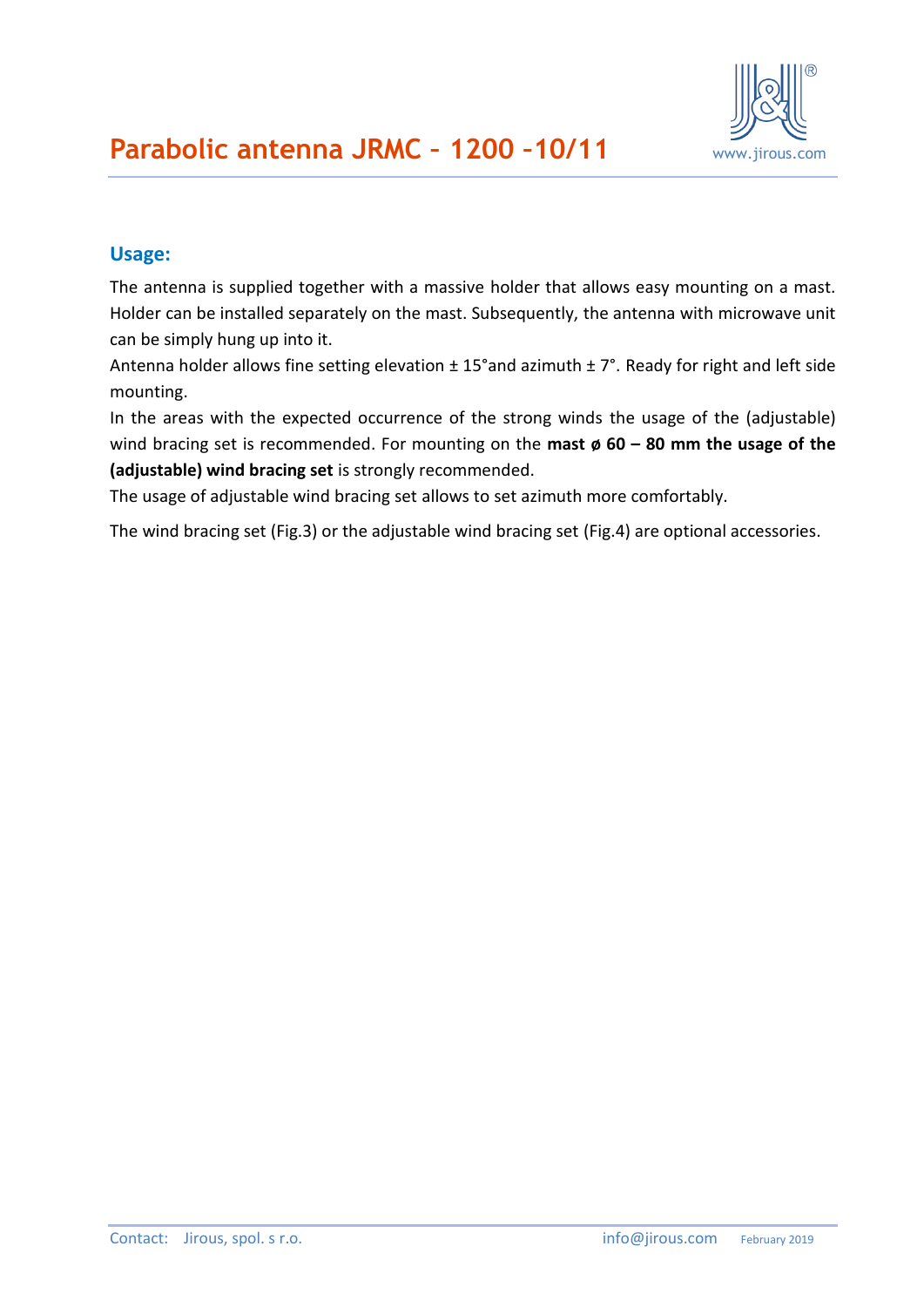# Parabolic antenna JRMC – 1200 –10/11

## Usage:

The antenna is supplied together with a massive holder that allows easy mounting on a mast. Holder can be installed separately on the mast. Subsequently, the antenna with microwave unit can be simply hung up into it.
Antenna holder allows fine setting elevation ± 15°and azimuth ± 7°. Ready for right and left side mounting.
In the areas with the expected occurrence of the strong winds the usage of the (adjustable) wind bracing set is recommended. For mounting on the **mast ø 60 – 80 mm the usage of the (adjustable) wind bracing set** is strongly recommended.
The usage of adjustable wind bracing set allows to set azimuth more comfortably.

The wind bracing set (Fig.3) or the adjustable wind bracing set (Fig.4) are optional accessories.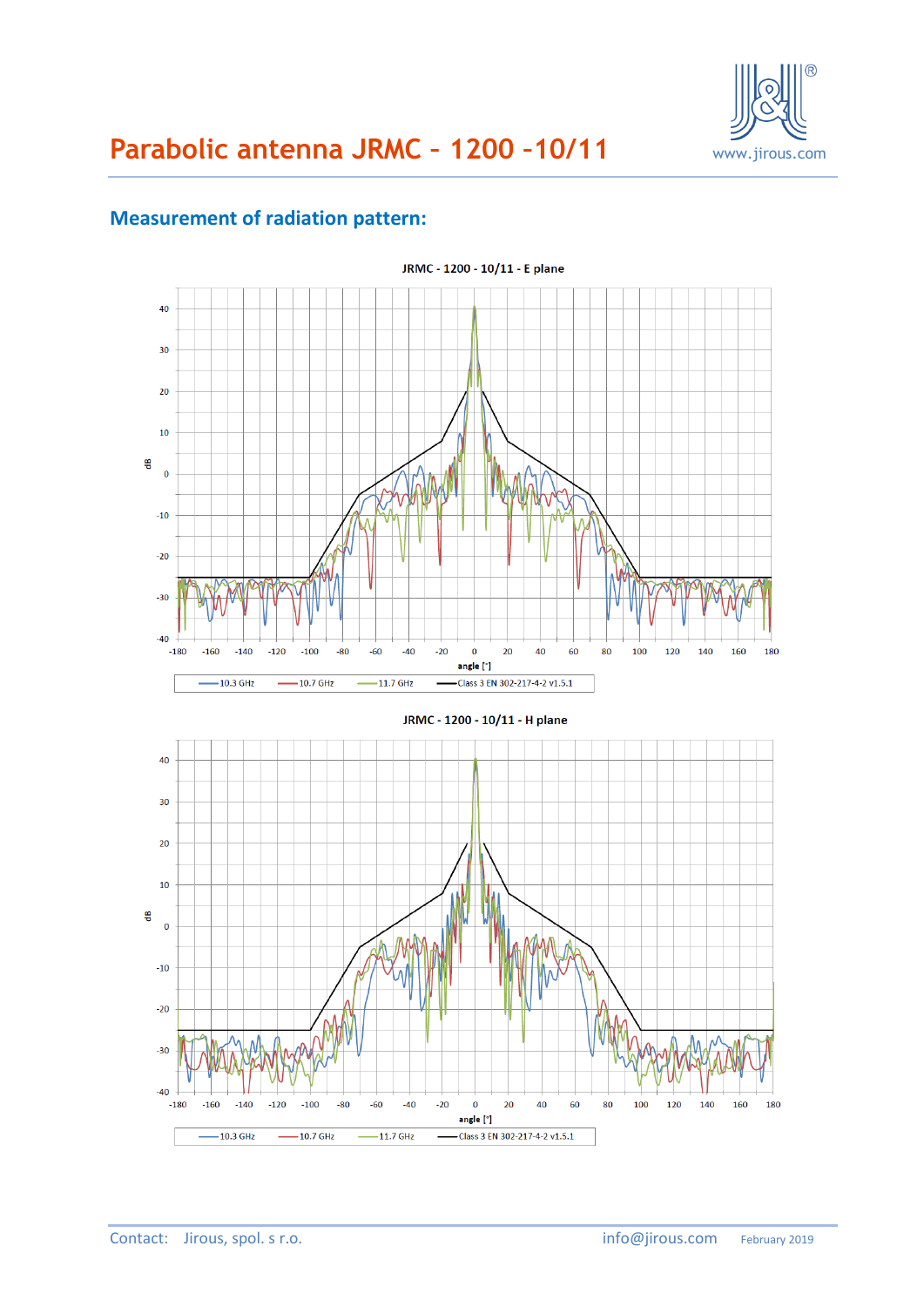# Parabolic antenna JRMC – 1200 –10/11

## Measurement of radiation pattern:

JRMC - 1200 - 10/11 - E plane

JRMC - 1200 - 10/11 - H plane

Contact: Jirous, spol. s r.o. info@jirous.com February 2019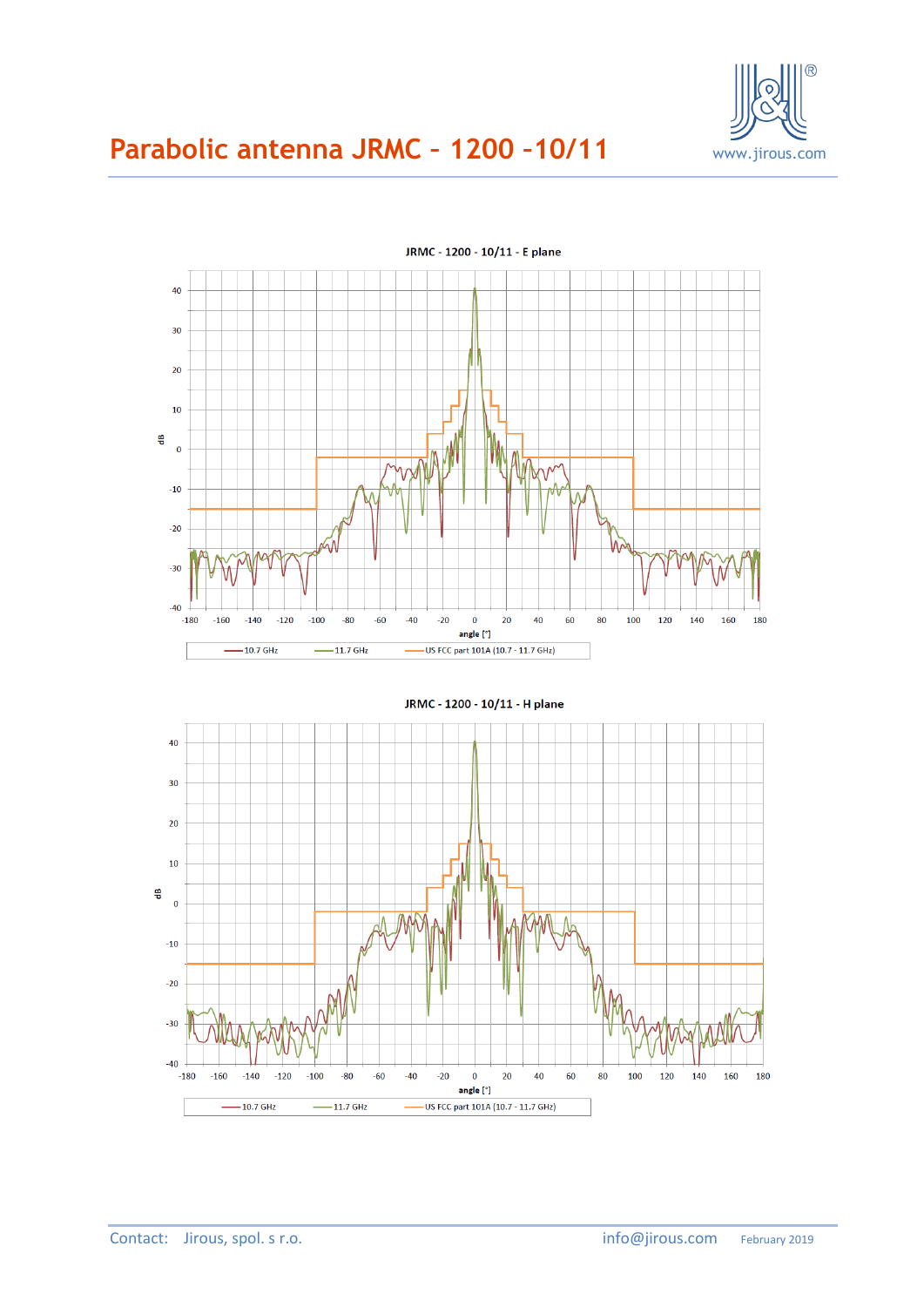# Parabolic antenna JRMC – 1200 –10/11

JRMC - 1200 - 10/11 - E plane

dB

angle [°]

10.7 GHz — 11.7 GHz — US FCC part 101A (10.7 - 11.7 GHz)

JRMC - 1200 - 10/11 - H plane

dB

angle [°]

10.7 GHz — 11.7 GHz — US FCC part 101A (10.7 - 11.7 GHz)

Contact: Jirous, spol. s r.o. info@jirous.com February 2019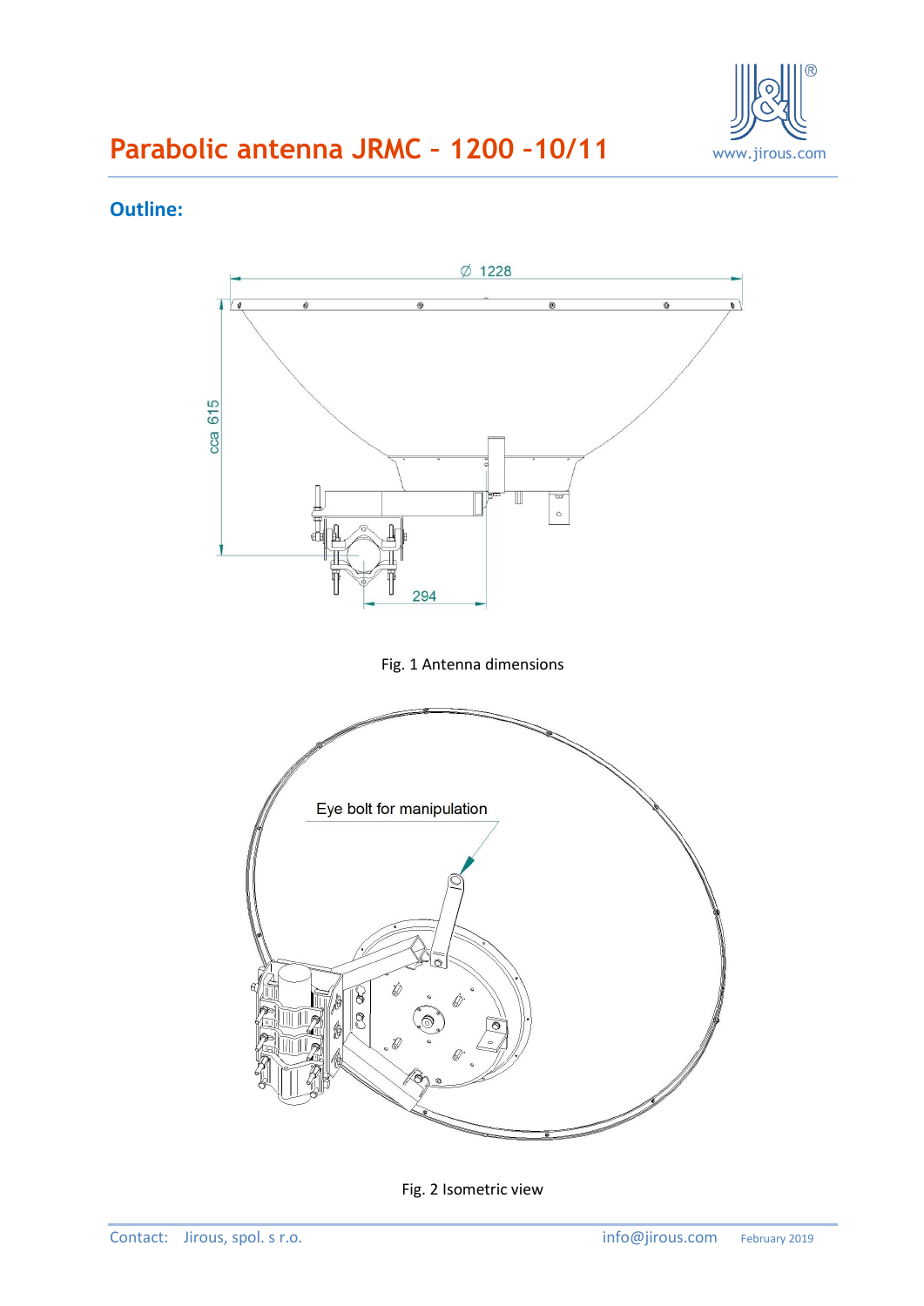# Parabolic antenna JRMC – 1200 –10/11

## Outline:

Fig. 1 Antenna dimensions

Fig. 2 Isometric view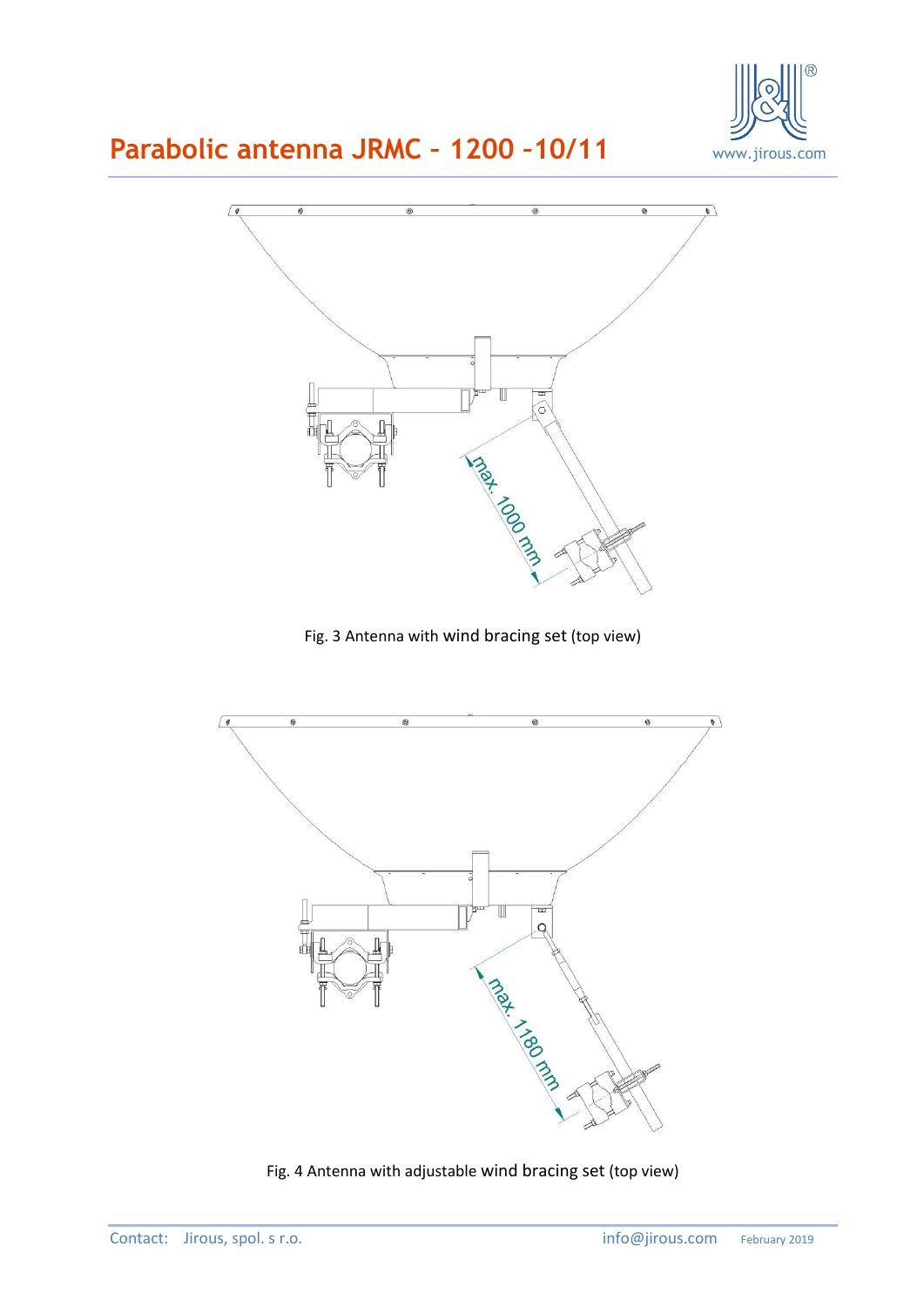# Parabolic antenna JRMC – 1200 –10/11

max. 1000 mm

Fig. 3 Antenna with wind bracing set (top view)

max. 1180 mm

Fig. 4 Antenna with adjustable wind bracing set (top view)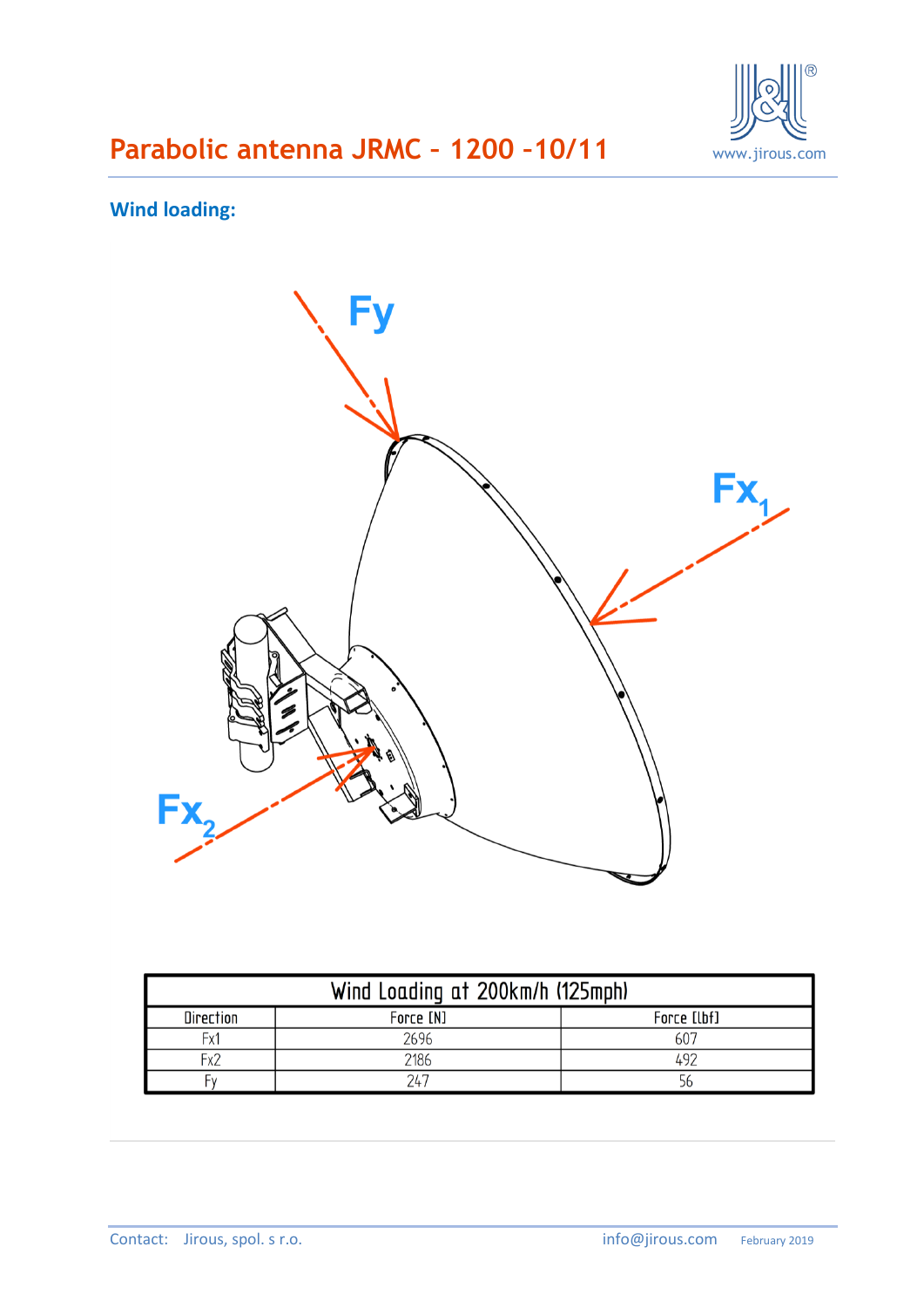# Parabolic antenna JRMC – 1200 –10/11

## Wind loading:

Fy

$Fx_1$

$Fx_2$

| Wind Loading at 200km/h (125mph) | | |
|---|---|---|
| Direction | Force [N] | Force [lbf] |
| Fx1 | 2696 | 607 |
| Fx2 | 2186 | 492 |
| Fy | 247 | 56 |

Contact: Jirous, spol. s r.o. info@jirous.com February 2019